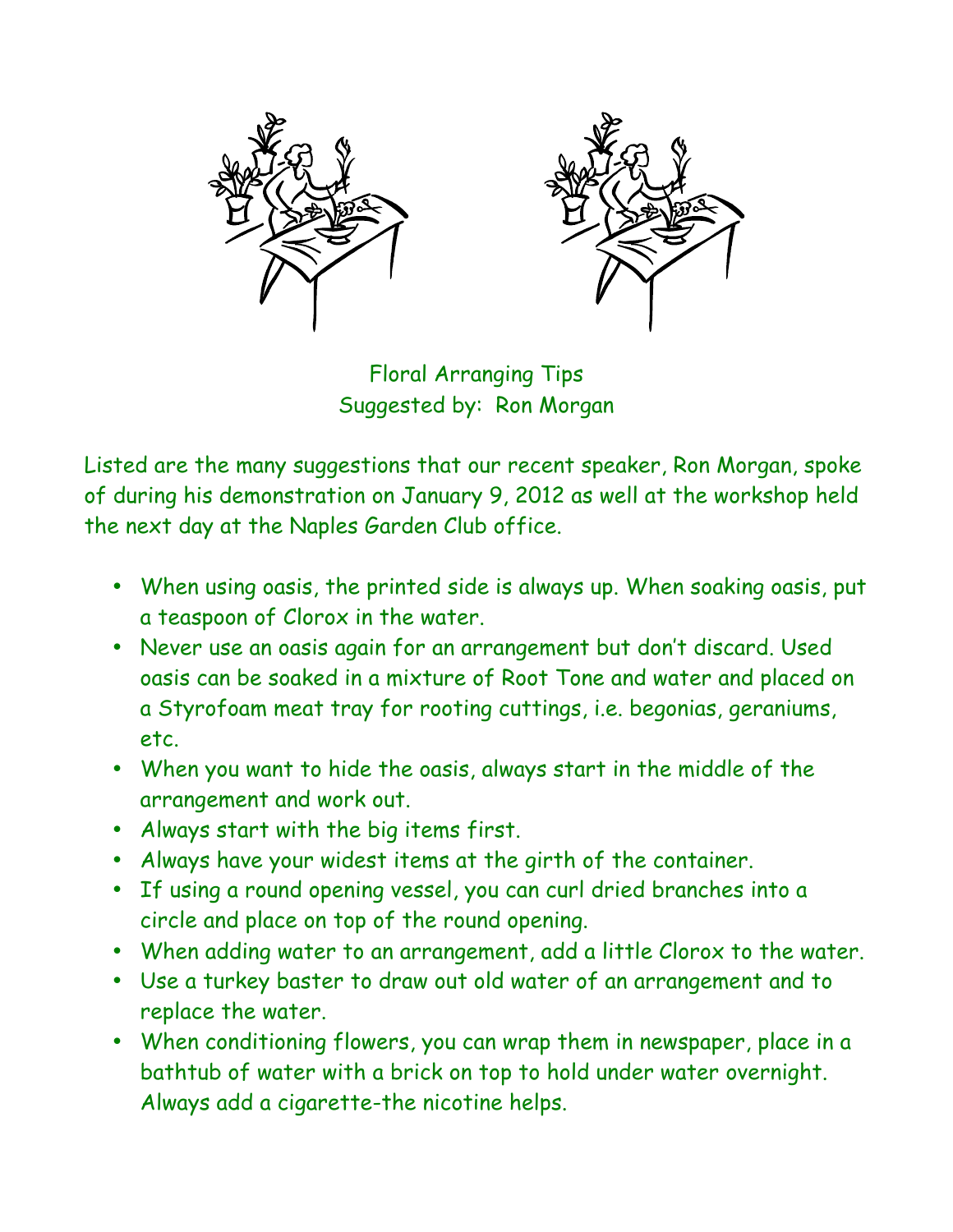# Floral Arranging Tips
## Suggested by: Ron Morgan

Listed are the many suggestions that our recent speaker, Ron Morgan, spoke of during his demonstration on January 9, 2012 as well at the workshop held the next day at the Naples Garden Club office.

- When using oasis, the printed side is always up. When soaking oasis, put a teaspoon of Clorox in the water.
- Never use an oasis again for an arrangement but don't discard. Used oasis can be soaked in a mixture of Root Tone and water and placed on a Styrofoam meat tray for rooting cuttings, i.e. begonias, geraniums, etc.
- When you want to hide the oasis, always start in the middle of the arrangement and work out.
- Always start with the big items first.
- Always have your widest items at the girth of the container.
- If using a round opening vessel, you can curl dried branches into a circle and place on top of the round opening.
- When adding water to an arrangement, add a little Clorox to the water.
- Use a turkey baster to draw out old water of an arrangement and to replace the water.
- When conditioning flowers, you can wrap them in newspaper, place in a bathtub of water with a brick on top to hold under water overnight. Always add a cigarette-the nicotine helps.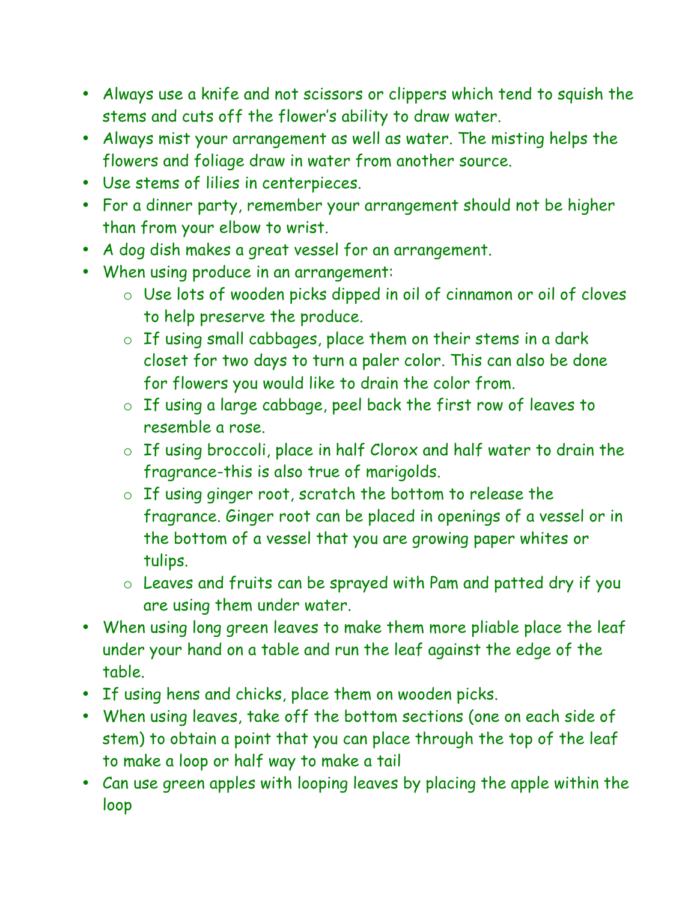- Always use a knife and not scissors or clippers which tend to squish the stems and cuts off the flower's ability to draw water.
- Always mist your arrangement as well as water. The misting helps the flowers and foliage draw in water from another source.
- Use stems of lilies in centerpieces.
- For a dinner party, remember your arrangement should not be higher than from your elbow to wrist.
- A dog dish makes a great vessel for an arrangement.
- When using produce in an arrangement:
    - Use lots of wooden picks dipped in oil of cinnamon or oil of cloves to help preserve the produce.
    - If using small cabbages, place them on their stems in a dark closet for two days to turn a paler color. This can also be done for flowers you would like to drain the color from.
    - If using a large cabbage, peel back the first row of leaves to resemble a rose.
    - If using broccoli, place in half Clorox and half water to drain the fragrance-this is also true of marigolds.
    - If using ginger root, scratch the bottom to release the fragrance. Ginger root can be placed in openings of a vessel or in the bottom of a vessel that you are growing paper whites or tulips.
    - Leaves and fruits can be sprayed with Pam and patted dry if you are using them under water.
- When using long green leaves to make them more pliable place the leaf under your hand on a table and run the leaf against the edge of the table.
- If using hens and chicks, place them on wooden picks.
- When using leaves, take off the bottom sections (one on each side of stem) to obtain a point that you can place through the top of the leaf to make a loop or half way to make a tail
- Can use green apples with looping leaves by placing the apple within the loop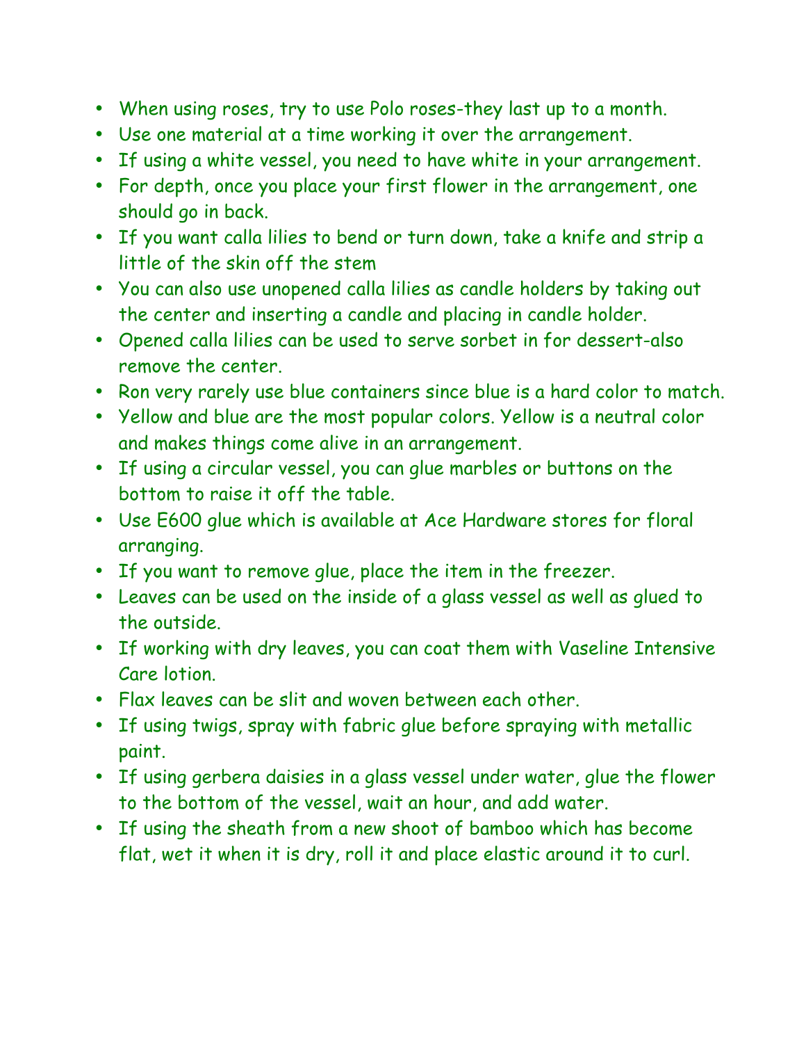- When using roses, try to use Polo roses-they last up to a month.
- Use one material at a time working it over the arrangement.
- If using a white vessel, you need to have white in your arrangement.
- For depth, once you place your first flower in the arrangement, one should go in back.
- If you want calla lilies to bend or turn down, take a knife and strip a little of the skin off the stem
- You can also use unopened calla lilies as candle holders by taking out the center and inserting a candle and placing in candle holder.
- Opened calla lilies can be used to serve sorbet in for dessert-also remove the center.
- Ron very rarely use blue containers since blue is a hard color to match.
- Yellow and blue are the most popular colors. Yellow is a neutral color and makes things come alive in an arrangement.
- If using a circular vessel, you can glue marbles or buttons on the bottom to raise it off the table.
- Use E600 glue which is available at Ace Hardware stores for floral arranging.
- If you want to remove glue, place the item in the freezer.
- Leaves can be used on the inside of a glass vessel as well as glued to the outside.
- If working with dry leaves, you can coat them with Vaseline Intensive Care lotion.
- Flax leaves can be slit and woven between each other.
- If using twigs, spray with fabric glue before spraying with metallic paint.
- If using gerbera daisies in a glass vessel under water, glue the flower to the bottom of the vessel, wait an hour, and add water.
- If using the sheath from a new shoot of bamboo which has become flat, wet it when it is dry, roll it and place elastic around it to curl.